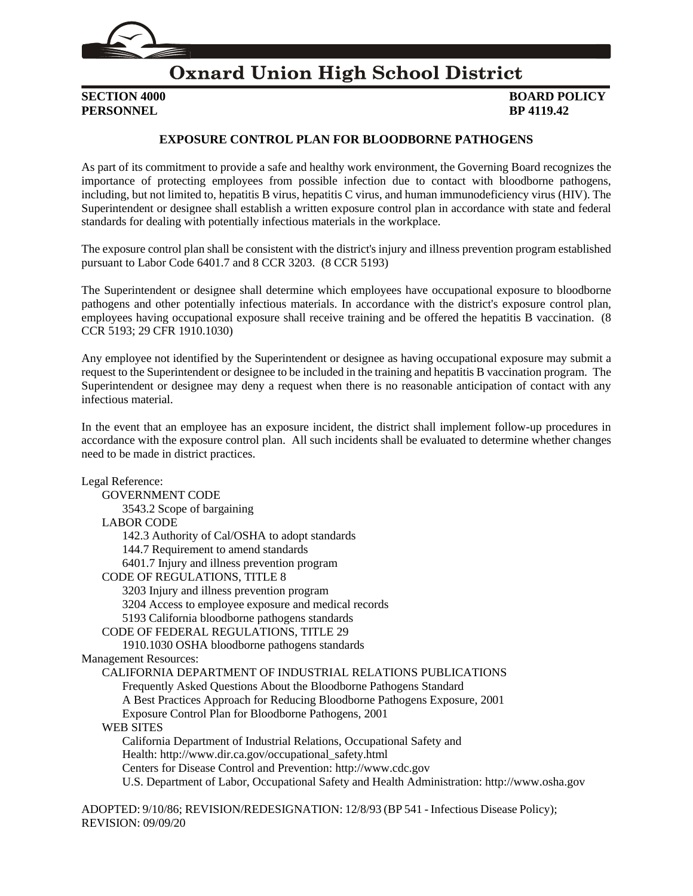# Oxnard Union High School District

**SECTION 4000**
**PERSONNEL**

**BOARD POLICY**
**BP 4119.42**

## EXPOSURE CONTROL PLAN FOR BLOODBORNE PATHOGENS

As part of its commitment to provide a safe and healthy work environment, the Governing Board recognizes the importance of protecting employees from possible infection due to contact with bloodborne pathogens, including, but not limited to, hepatitis B virus, hepatitis C virus, and human immunodeficiency virus (HIV). The Superintendent or designee shall establish a written exposure control plan in accordance with state and federal standards for dealing with potentially infectious materials in the workplace.

The exposure control plan shall be consistent with the district's injury and illness prevention program established pursuant to Labor Code 6401.7 and 8 CCR 3203. (8 CCR 5193)

The Superintendent or designee shall determine which employees have occupational exposure to bloodborne pathogens and other potentially infectious materials. In accordance with the district's exposure control plan, employees having occupational exposure shall receive training and be offered the hepatitis B vaccination. (8 CCR 5193; 29 CFR 1910.1030)

Any employee not identified by the Superintendent or designee as having occupational exposure may submit a request to the Superintendent or designee to be included in the training and hepatitis B vaccination program. The Superintendent or designee may deny a request when there is no reasonable anticipation of contact with any infectious material.

In the event that an employee has an exposure incident, the district shall implement follow-up procedures in accordance with the exposure control plan. All such incidents shall be evaluated to determine whether changes need to be made in district practices.

Legal Reference:
- GOVERNMENT CODE
  - 3543.2 Scope of bargaining
- LABOR CODE
  - 142.3 Authority of Cal/OSHA to adopt standards
  - 144.7 Requirement to amend standards
  - 6401.7 Injury and illness prevention program
- CODE OF REGULATIONS, TITLE 8
  - 3203 Injury and illness prevention program
  - 3204 Access to employee exposure and medical records
  - 5193 California bloodborne pathogens standards
- CODE OF FEDERAL REGULATIONS, TITLE 29
  - 1910.1030 OSHA bloodborne pathogens standards

Management Resources:
- CALIFORNIA DEPARTMENT OF INDUSTRIAL RELATIONS PUBLICATIONS
  - Frequently Asked Questions About the Bloodborne Pathogens Standard
  - A Best Practices Approach for Reducing Bloodborne Pathogens Exposure, 2001
  - Exposure Control Plan for Bloodborne Pathogens, 2001
- WEB SITES
  - California Department of Industrial Relations, Occupational Safety and Health: http://www.dir.ca.gov/occupational_safety.html
  - Centers for Disease Control and Prevention: http://www.cdc.gov
  - U.S. Department of Labor, Occupational Safety and Health Administration: http://www.osha.gov

ADOPTED: 9/10/86; REVISION/REDESIGNATION: 12/8/93 (BP 541 - Infectious Disease Policy);
REVISION: 09/09/20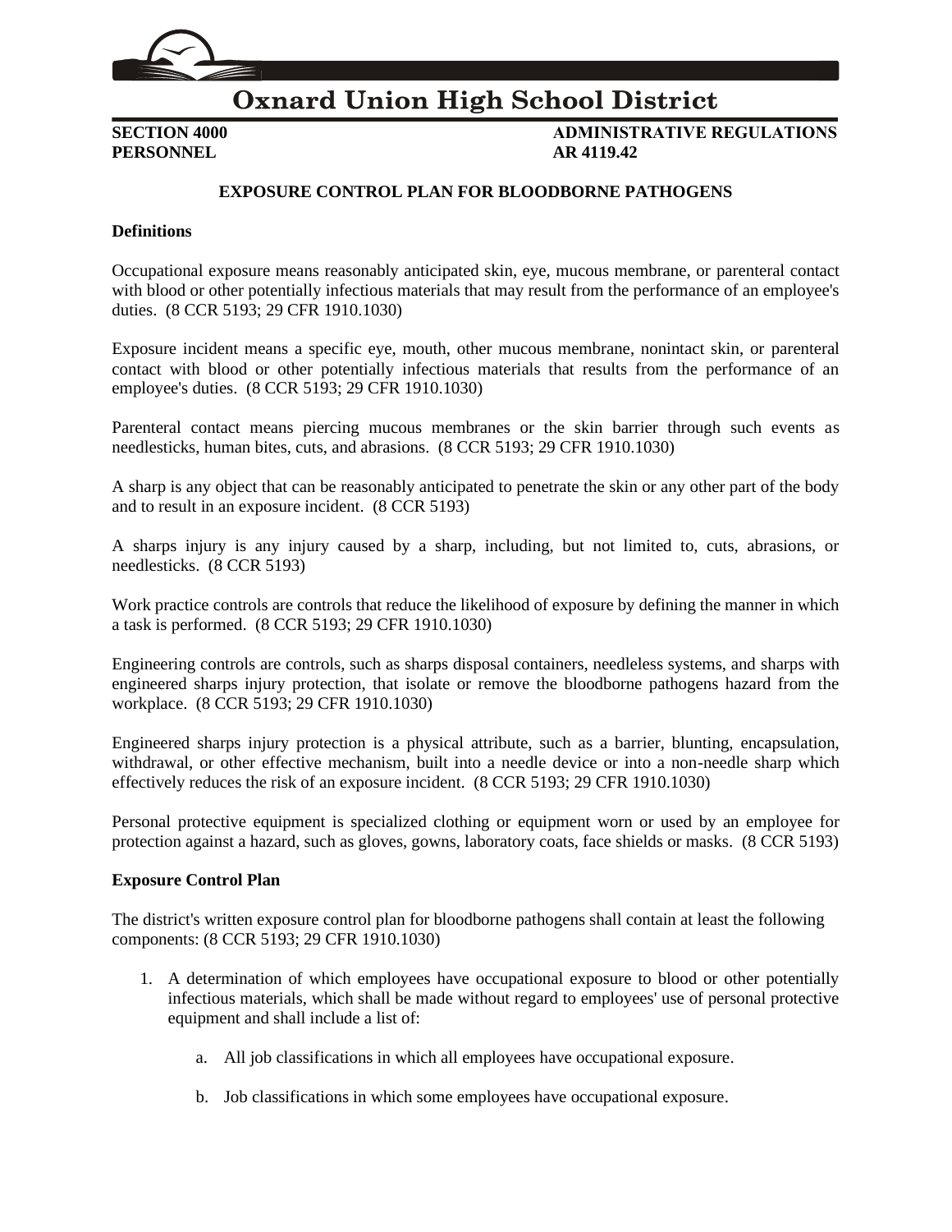# Oxnard Union High School District

**SECTION 4000 — ADMINISTRATIVE REGULATIONS**
**PERSONNEL — AR 4119.42**

## EXPOSURE CONTROL PLAN FOR BLOODBORNE PATHOGENS

### Definitions

Occupational exposure means reasonably anticipated skin, eye, mucous membrane, or parenteral contact with blood or other potentially infectious materials that may result from the performance of an employee's duties. (8 CCR 5193; 29 CFR 1910.1030)

Exposure incident means a specific eye, mouth, other mucous membrane, nonintact skin, or parenteral contact with blood or other potentially infectious materials that results from the performance of an employee's duties. (8 CCR 5193; 29 CFR 1910.1030)

Parenteral contact means piercing mucous membranes or the skin barrier through such events as needlesticks, human bites, cuts, and abrasions. (8 CCR 5193; 29 CFR 1910.1030)

A sharp is any object that can be reasonably anticipated to penetrate the skin or any other part of the body and to result in an exposure incident. (8 CCR 5193)

A sharps injury is any injury caused by a sharp, including, but not limited to, cuts, abrasions, or needlesticks. (8 CCR 5193)

Work practice controls are controls that reduce the likelihood of exposure by defining the manner in which a task is performed. (8 CCR 5193; 29 CFR 1910.1030)

Engineering controls are controls, such as sharps disposal containers, needleless systems, and sharps with engineered sharps injury protection, that isolate or remove the bloodborne pathogens hazard from the workplace. (8 CCR 5193; 29 CFR 1910.1030)

Engineered sharps injury protection is a physical attribute, such as a barrier, blunting, encapsulation, withdrawal, or other effective mechanism, built into a needle device or into a non-needle sharp which effectively reduces the risk of an exposure incident. (8 CCR 5193; 29 CFR 1910.1030)

Personal protective equipment is specialized clothing or equipment worn or used by an employee for protection against a hazard, such as gloves, gowns, laboratory coats, face shields or masks. (8 CCR 5193)

### Exposure Control Plan

The district's written exposure control plan for bloodborne pathogens shall contain at least the following components: (8 CCR 5193; 29 CFR 1910.1030)

1. A determination of which employees have occupational exposure to blood or other potentially infectious materials, which shall be made without regard to employees' use of personal protective equipment and shall include a list of:
    a. All job classifications in which all employees have occupational exposure.
    b. Job classifications in which some employees have occupational exposure.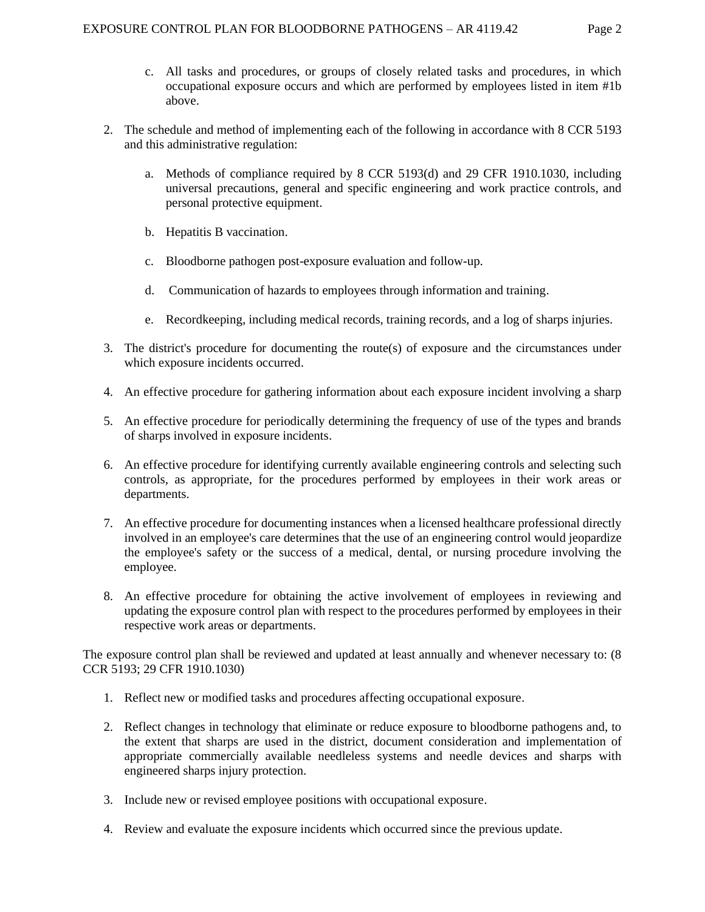c. All tasks and procedures, or groups of closely related tasks and procedures, in which occupational exposure occurs and which are performed by employees listed in item #1b above.

2. The schedule and method of implementing each of the following in accordance with 8 CCR 5193 and this administrative regulation:

   a. Methods of compliance required by 8 CCR 5193(d) and 29 CFR 1910.1030, including universal precautions, general and specific engineering and work practice controls, and personal protective equipment.

   b. Hepatitis B vaccination.

   c. Bloodborne pathogen post-exposure evaluation and follow-up.

   d. Communication of hazards to employees through information and training.

   e. Recordkeeping, including medical records, training records, and a log of sharps injuries.

3. The district's procedure for documenting the route(s) of exposure and the circumstances under which exposure incidents occurred.

4. An effective procedure for gathering information about each exposure incident involving a sharp

5. An effective procedure for periodically determining the frequency of use of the types and brands of sharps involved in exposure incidents.

6. An effective procedure for identifying currently available engineering controls and selecting such controls, as appropriate, for the procedures performed by employees in their work areas or departments.

7. An effective procedure for documenting instances when a licensed healthcare professional directly involved in an employee's care determines that the use of an engineering control would jeopardize the employee's safety or the success of a medical, dental, or nursing procedure involving the employee.

8. An effective procedure for obtaining the active involvement of employees in reviewing and updating the exposure control plan with respect to the procedures performed by employees in their respective work areas or departments.

The exposure control plan shall be reviewed and updated at least annually and whenever necessary to: (8 CCR 5193; 29 CFR 1910.1030)

1. Reflect new or modified tasks and procedures affecting occupational exposure.

2. Reflect changes in technology that eliminate or reduce exposure to bloodborne pathogens and, to the extent that sharps are used in the district, document consideration and implementation of appropriate commercially available needleless systems and needle devices and sharps with engineered sharps injury protection.

3. Include new or revised employee positions with occupational exposure.

4. Review and evaluate the exposure incidents which occurred since the previous update.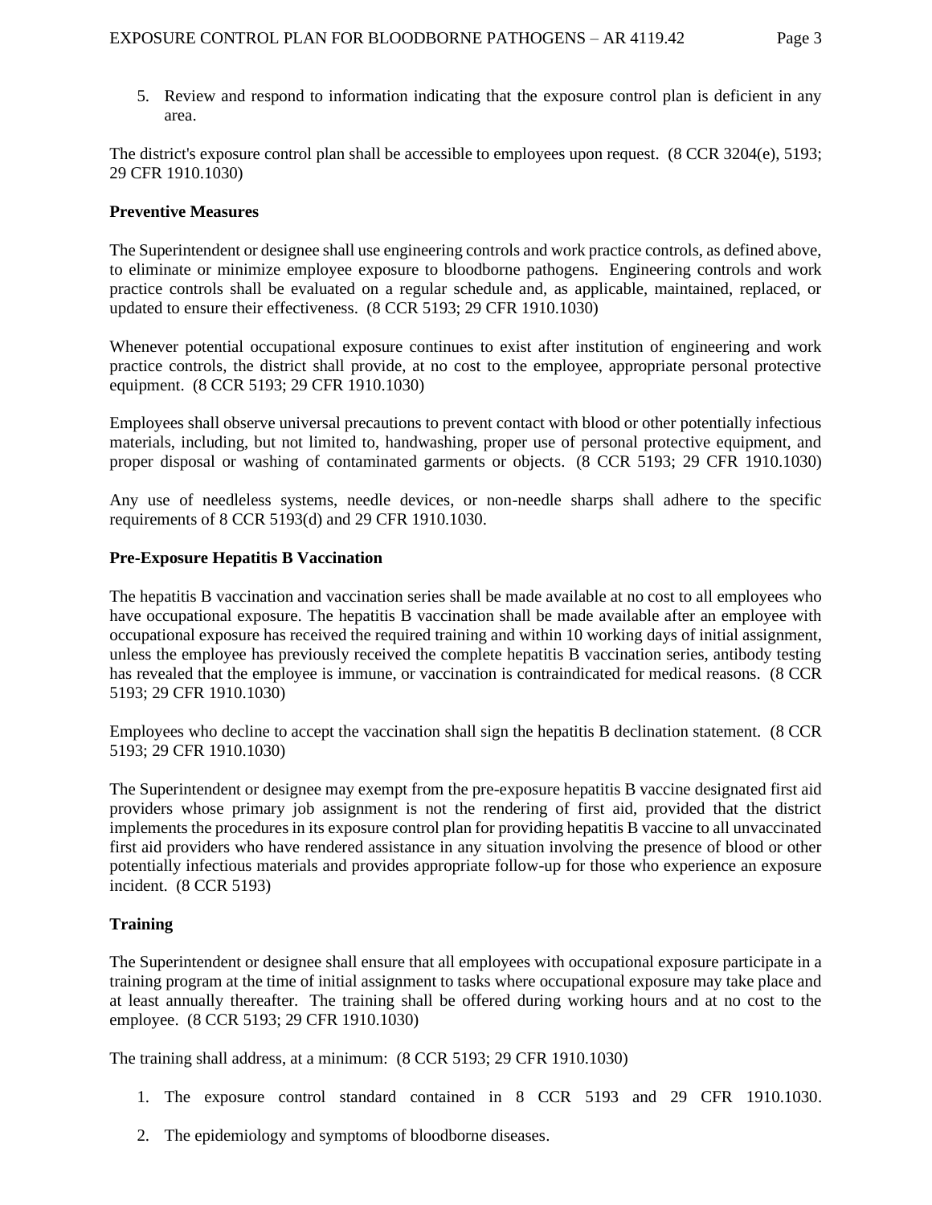5. Review and respond to information indicating that the exposure control plan is deficient in any area.

The district's exposure control plan shall be accessible to employees upon request. (8 CCR 3204(e), 5193; 29 CFR 1910.1030)

**Preventive Measures**

The Superintendent or designee shall use engineering controls and work practice controls, as defined above, to eliminate or minimize employee exposure to bloodborne pathogens. Engineering controls and work practice controls shall be evaluated on a regular schedule and, as applicable, maintained, replaced, or updated to ensure their effectiveness. (8 CCR 5193; 29 CFR 1910.1030)

Whenever potential occupational exposure continues to exist after institution of engineering and work practice controls, the district shall provide, at no cost to the employee, appropriate personal protective equipment. (8 CCR 5193; 29 CFR 1910.1030)

Employees shall observe universal precautions to prevent contact with blood or other potentially infectious materials, including, but not limited to, handwashing, proper use of personal protective equipment, and proper disposal or washing of contaminated garments or objects. (8 CCR 5193; 29 CFR 1910.1030)

Any use of needleless systems, needle devices, or non-needle sharps shall adhere to the specific requirements of 8 CCR 5193(d) and 29 CFR 1910.1030.

**Pre-Exposure Hepatitis B Vaccination**

The hepatitis B vaccination and vaccination series shall be made available at no cost to all employees who have occupational exposure. The hepatitis B vaccination shall be made available after an employee with occupational exposure has received the required training and within 10 working days of initial assignment, unless the employee has previously received the complete hepatitis B vaccination series, antibody testing has revealed that the employee is immune, or vaccination is contraindicated for medical reasons. (8 CCR 5193; 29 CFR 1910.1030)

Employees who decline to accept the vaccination shall sign the hepatitis B declination statement. (8 CCR 5193; 29 CFR 1910.1030)

The Superintendent or designee may exempt from the pre-exposure hepatitis B vaccine designated first aid providers whose primary job assignment is not the rendering of first aid, provided that the district implements the procedures in its exposure control plan for providing hepatitis B vaccine to all unvaccinated first aid providers who have rendered assistance in any situation involving the presence of blood or other potentially infectious materials and provides appropriate follow-up for those who experience an exposure incident. (8 CCR 5193)

**Training**

The Superintendent or designee shall ensure that all employees with occupational exposure participate in a training program at the time of initial assignment to tasks where occupational exposure may take place and at least annually thereafter. The training shall be offered during working hours and at no cost to the employee. (8 CCR 5193; 29 CFR 1910.1030)

The training shall address, at a minimum: (8 CCR 5193; 29 CFR 1910.1030)

1. The exposure control standard contained in 8 CCR 5193 and 29 CFR 1910.1030.
2. The epidemiology and symptoms of bloodborne diseases.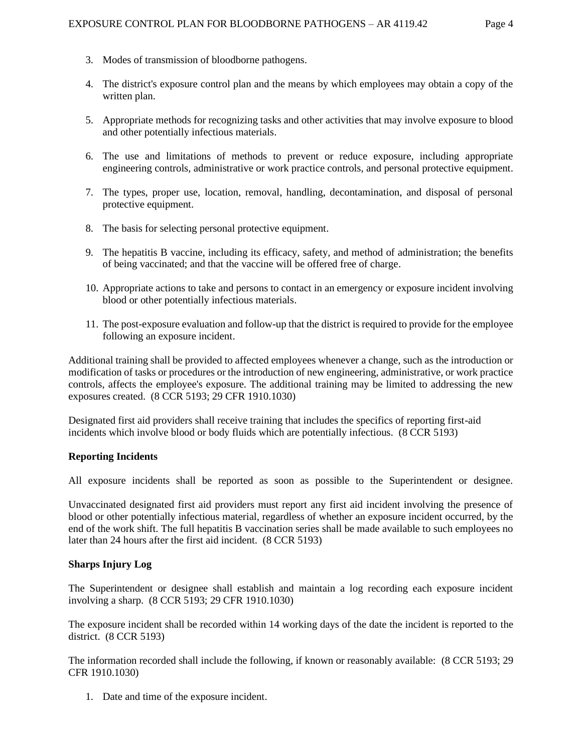3. Modes of transmission of bloodborne pathogens.

4. The district's exposure control plan and the means by which employees may obtain a copy of the written plan.

5. Appropriate methods for recognizing tasks and other activities that may involve exposure to blood and other potentially infectious materials.

6. The use and limitations of methods to prevent or reduce exposure, including appropriate engineering controls, administrative or work practice controls, and personal protective equipment.

7. The types, proper use, location, removal, handling, decontamination, and disposal of personal protective equipment.

8. The basis for selecting personal protective equipment.

9. The hepatitis B vaccine, including its efficacy, safety, and method of administration; the benefits of being vaccinated; and that the vaccine will be offered free of charge.

10. Appropriate actions to take and persons to contact in an emergency or exposure incident involving blood or other potentially infectious materials.

11. The post-exposure evaluation and follow-up that the district is required to provide for the employee following an exposure incident.

Additional training shall be provided to affected employees whenever a change, such as the introduction or modification of tasks or procedures or the introduction of new engineering, administrative, or work practice controls, affects the employee's exposure. The additional training may be limited to addressing the new exposures created. (8 CCR 5193; 29 CFR 1910.1030)

Designated first aid providers shall receive training that includes the specifics of reporting first-aid incidents which involve blood or body fluids which are potentially infectious. (8 CCR 5193)

**Reporting Incidents**

All exposure incidents shall be reported as soon as possible to the Superintendent or designee.

Unvaccinated designated first aid providers must report any first aid incident involving the presence of blood or other potentially infectious material, regardless of whether an exposure incident occurred, by the end of the work shift. The full hepatitis B vaccination series shall be made available to such employees no later than 24 hours after the first aid incident. (8 CCR 5193)

**Sharps Injury Log**

The Superintendent or designee shall establish and maintain a log recording each exposure incident involving a sharp. (8 CCR 5193; 29 CFR 1910.1030)

The exposure incident shall be recorded within 14 working days of the date the incident is reported to the district. (8 CCR 5193)

The information recorded shall include the following, if known or reasonably available: (8 CCR 5193; 29 CFR 1910.1030)

1. Date and time of the exposure incident.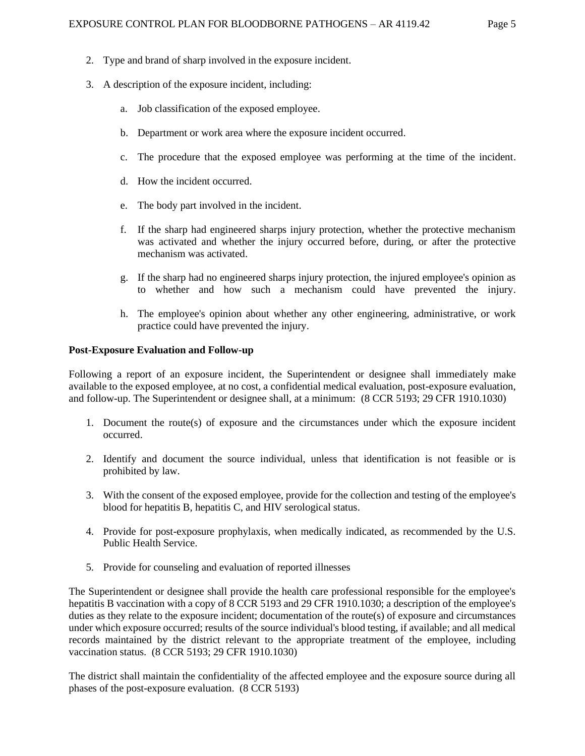2. Type and brand of sharp involved in the exposure incident.

3. A description of the exposure incident, including:

    a. Job classification of the exposed employee.

    b. Department or work area where the exposure incident occurred.

    c. The procedure that the exposed employee was performing at the time of the incident.

    d. How the incident occurred.

    e. The body part involved in the incident.

    f. If the sharp had engineered sharps injury protection, whether the protective mechanism was activated and whether the injury occurred before, during, or after the protective mechanism was activated.

    g. If the sharp had no engineered sharps injury protection, the injured employee's opinion as to whether and how such a mechanism could have prevented the injury.

    h. The employee's opinion about whether any other engineering, administrative, or work practice could have prevented the injury.

**Post-Exposure Evaluation and Follow-up**

Following a report of an exposure incident, the Superintendent or designee shall immediately make available to the exposed employee, at no cost, a confidential medical evaluation, post-exposure evaluation, and follow-up. The Superintendent or designee shall, at a minimum: (8 CCR 5193; 29 CFR 1910.1030)

1. Document the route(s) of exposure and the circumstances under which the exposure incident occurred.

2. Identify and document the source individual, unless that identification is not feasible or is prohibited by law.

3. With the consent of the exposed employee, provide for the collection and testing of the employee's blood for hepatitis B, hepatitis C, and HIV serological status.

4. Provide for post-exposure prophylaxis, when medically indicated, as recommended by the U.S. Public Health Service.

5. Provide for counseling and evaluation of reported illnesses

The Superintendent or designee shall provide the health care professional responsible for the employee's hepatitis B vaccination with a copy of 8 CCR 5193 and 29 CFR 1910.1030; a description of the employee's duties as they relate to the exposure incident; documentation of the route(s) of exposure and circumstances under which exposure occurred; results of the source individual's blood testing, if available; and all medical records maintained by the district relevant to the appropriate treatment of the employee, including vaccination status. (8 CCR 5193; 29 CFR 1910.1030)

The district shall maintain the confidentiality of the affected employee and the exposure source during all phases of the post-exposure evaluation. (8 CCR 5193)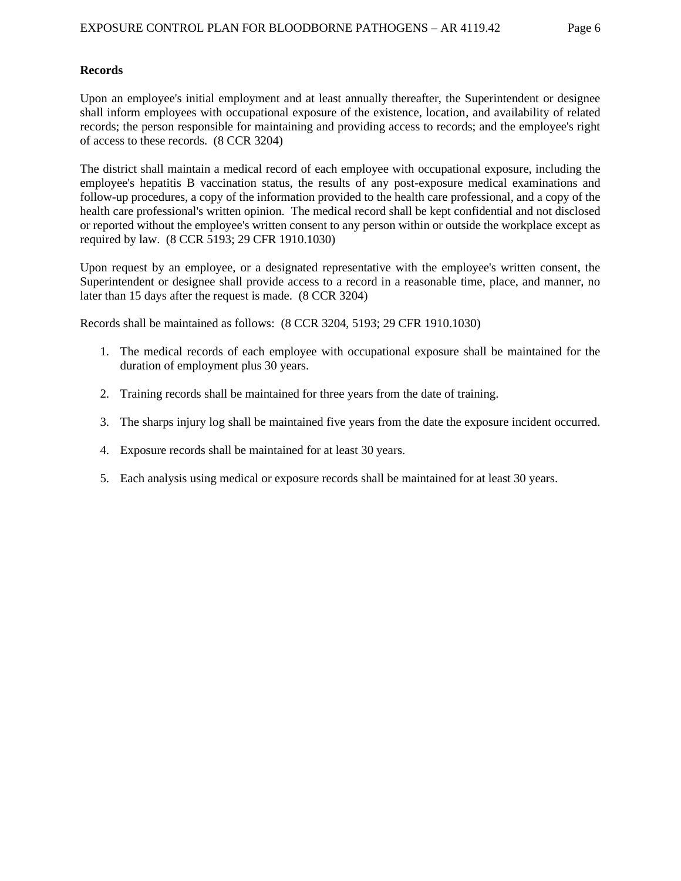**Records**

Upon an employee's initial employment and at least annually thereafter, the Superintendent or designee shall inform employees with occupational exposure of the existence, location, and availability of related records; the person responsible for maintaining and providing access to records; and the employee's right of access to these records. (8 CCR 3204)

The district shall maintain a medical record of each employee with occupational exposure, including the employee's hepatitis B vaccination status, the results of any post-exposure medical examinations and follow-up procedures, a copy of the information provided to the health care professional, and a copy of the health care professional's written opinion. The medical record shall be kept confidential and not disclosed or reported without the employee's written consent to any person within or outside the workplace except as required by law. (8 CCR 5193; 29 CFR 1910.1030)

Upon request by an employee, or a designated representative with the employee's written consent, the Superintendent or designee shall provide access to a record in a reasonable time, place, and manner, no later than 15 days after the request is made. (8 CCR 3204)

Records shall be maintained as follows: (8 CCR 3204, 5193; 29 CFR 1910.1030)

1. The medical records of each employee with occupational exposure shall be maintained for the duration of employment plus 30 years.

2. Training records shall be maintained for three years from the date of training.

3. The sharps injury log shall be maintained five years from the date the exposure incident occurred.

4. Exposure records shall be maintained for at least 30 years.

5. Each analysis using medical or exposure records shall be maintained for at least 30 years.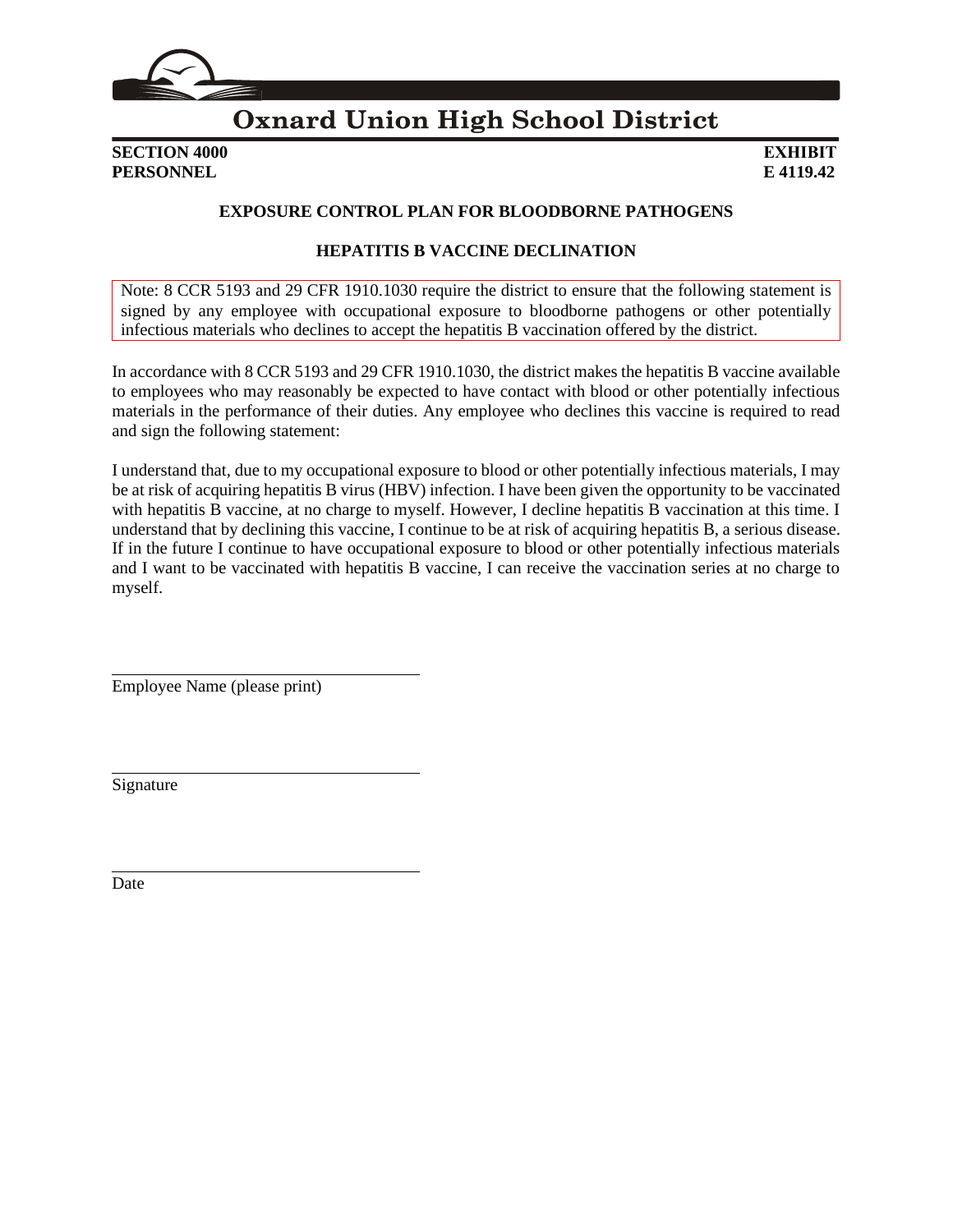# Oxnard Union High School District

**SECTION 4000** | **EXHIBIT**
**PERSONNEL** | **E 4119.42**

## EXPOSURE CONTROL PLAN FOR BLOODBORNE PATHOGENS

## HEPATITIS B VACCINE DECLINATION

Note: 8 CCR 5193 and 29 CFR 1910.1030 require the district to ensure that the following statement is signed by any employee with occupational exposure to bloodborne pathogens or other potentially infectious materials who declines to accept the hepatitis B vaccination offered by the district.

In accordance with 8 CCR 5193 and 29 CFR 1910.1030, the district makes the hepatitis B vaccine available to employees who may reasonably be expected to have contact with blood or other potentially infectious materials in the performance of their duties. Any employee who declines this vaccine is required to read and sign the following statement:

I understand that, due to my occupational exposure to blood or other potentially infectious materials, I may be at risk of acquiring hepatitis B virus (HBV) infection. I have been given the opportunity to be vaccinated with hepatitis B vaccine, at no charge to myself. However, I decline hepatitis B vaccination at this time. I understand that by declining this vaccine, I continue to be at risk of acquiring hepatitis B, a serious disease. If in the future I continue to have occupational exposure to blood or other potentially infectious materials and I want to be vaccinated with hepatitis B vaccine, I can receive the vaccination series at no charge to myself.

\_\_\_\_\_\_\_\_\_\_\_\_\_\_\_\_\_\_\_\_\_\_\_\_\_\_\_\_\_\_\_\_
Employee Name (please print)

\_\_\_\_\_\_\_\_\_\_\_\_\_\_\_\_\_\_\_\_\_\_\_\_\_\_\_\_\_\_\_\_
Signature

\_\_\_\_\_\_\_\_\_\_\_\_\_\_\_\_\_\_\_\_\_\_\_\_\_\_\_\_\_\_\_\_
Date